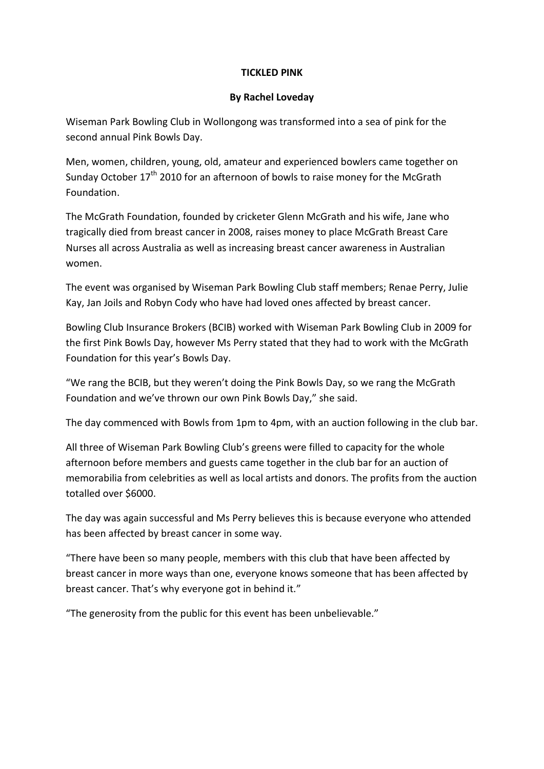# TICKLED PINK

**By Rachel Loveday**

Wiseman Park Bowling Club in Wollongong was transformed into a sea of pink for the second annual Pink Bowls Day.

Men, women, children, young, old, amateur and experienced bowlers came together on Sunday October 17th 2010 for an afternoon of bowls to raise money for the McGrath Foundation.

The McGrath Foundation, founded by cricketer Glenn McGrath and his wife, Jane who tragically died from breast cancer in 2008, raises money to place McGrath Breast Care Nurses all across Australia as well as increasing breast cancer awareness in Australian women.

The event was organised by Wiseman Park Bowling Club staff members; Renae Perry, Julie Kay, Jan Joils and Robyn Cody who have had loved ones affected by breast cancer.

Bowling Club Insurance Brokers (BCIB) worked with Wiseman Park Bowling Club in 2009 for the first Pink Bowls Day, however Ms Perry stated that they had to work with the McGrath Foundation for this year's Bowls Day.

"We rang the BCIB, but they weren't doing the Pink Bowls Day, so we rang the McGrath Foundation and we've thrown our own Pink Bowls Day," she said.

The day commenced with Bowls from 1pm to 4pm, with an auction following in the club bar.

All three of Wiseman Park Bowling Club's greens were filled to capacity for the whole afternoon before members and guests came together in the club bar for an auction of memorabilia from celebrities as well as local artists and donors. The profits from the auction totalled over $6000.

The day was again successful and Ms Perry believes this is because everyone who attended has been affected by breast cancer in some way.

"There have been so many people, members with this club that have been affected by breast cancer in more ways than one, everyone knows someone that has been affected by breast cancer. That's why everyone got in behind it."

"The generosity from the public for this event has been unbelievable."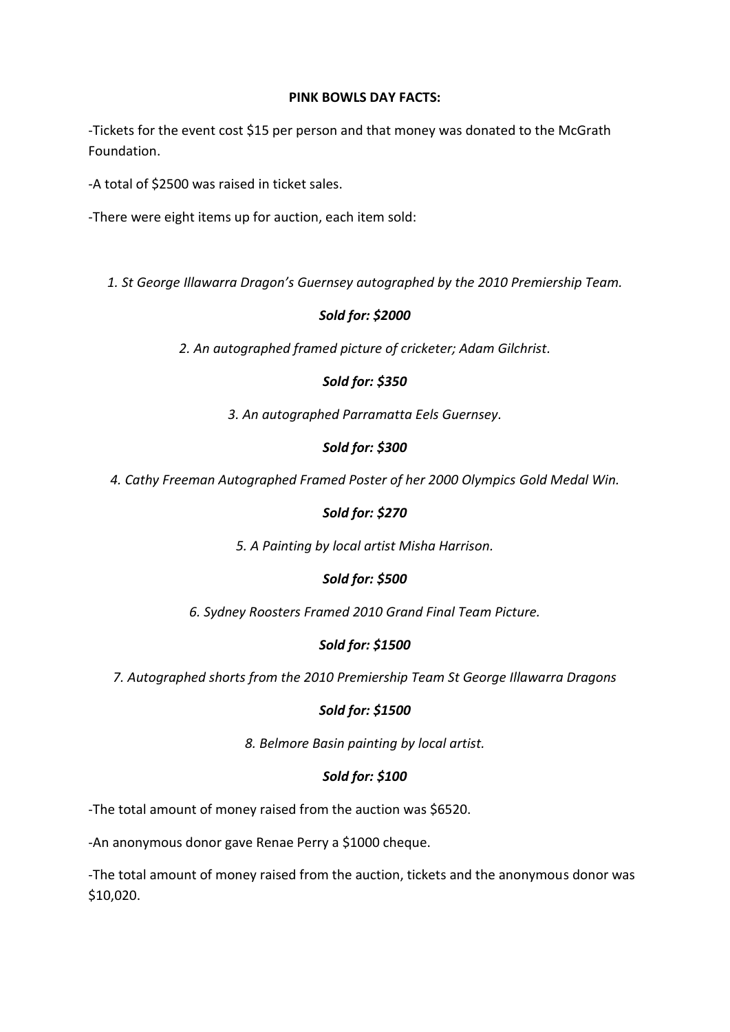**PINK BOWLS DAY FACTS:**

-Tickets for the event cost $15 per person and that money was donated to the McGrath Foundation.

-A total of $2500 was raised in ticket sales.

-There were eight items up for auction, each item sold:

*1. St George Illawarra Dragon's Guernsey autographed by the 2010 Premiership Team.*

***Sold for: $2000***

*2. An autographed framed picture of cricketer; Adam Gilchrist.*

***Sold for: $350***

*3. An autographed Parramatta Eels Guernsey.*

***Sold for: $300***

*4. Cathy Freeman Autographed Framed Poster of her 2000 Olympics Gold Medal Win.*

***Sold for: $270***

*5. A Painting by local artist Misha Harrison.*

***Sold for: $500***

*6. Sydney Roosters Framed 2010 Grand Final Team Picture.*

***Sold for: $1500***

*7. Autographed shorts from the 2010 Premiership Team St George Illawarra Dragons*

***Sold for: $1500***

*8. Belmore Basin painting by local artist.*

***Sold for: $100***

-The total amount of money raised from the auction was $6520.

-An anonymous donor gave Renae Perry a $1000 cheque.

-The total amount of money raised from the auction, tickets and the anonymous donor was $10,020.